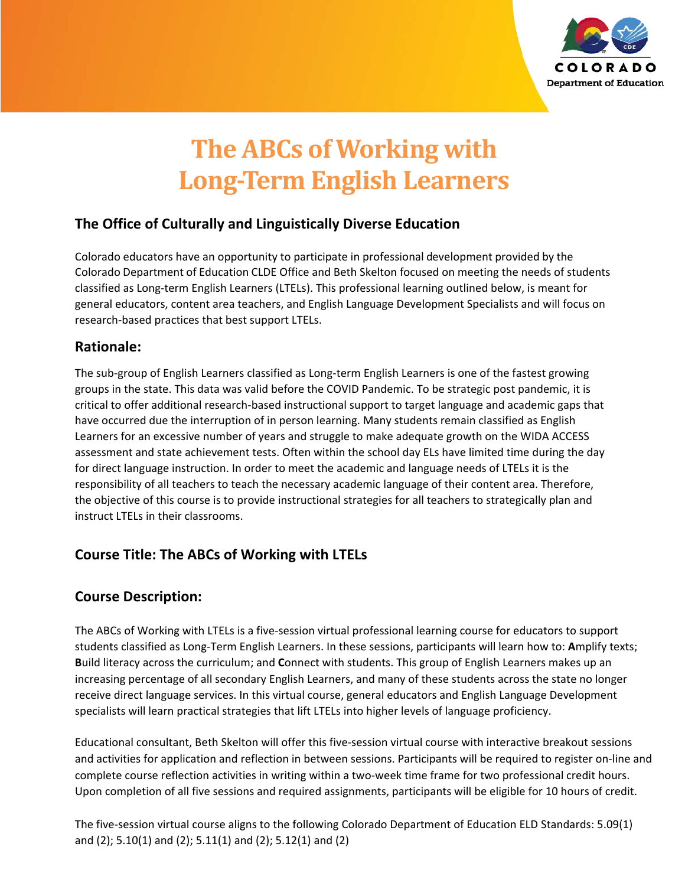# The ABCs of Working with Long-Term English Learners

## The Office of Culturally and Linguistically Diverse Education

Colorado educators have an opportunity to participate in professional development provided by the Colorado Department of Education CLDE Office and Beth Skelton focused on meeting the needs of students classified as Long-term English Learners (LTELs). This professional learning outlined below, is meant for general educators, content area teachers, and English Language Development Specialists and will focus on research-based practices that best support LTELs.

## Rationale:

The sub-group of English Learners classified as Long-term English Learners is one of the fastest growing groups in the state. This data was valid before the COVID Pandemic. To be strategic post pandemic, it is critical to offer additional research-based instructional support to target language and academic gaps that have occurred due the interruption of in person learning. Many students remain classified as English Learners for an excessive number of years and struggle to make adequate growth on the WIDA ACCESS assessment and state achievement tests. Often within the school day ELs have limited time during the day for direct language instruction. In order to meet the academic and language needs of LTELs it is the responsibility of all teachers to teach the necessary academic language of their content area. Therefore, the objective of this course is to provide instructional strategies for all teachers to strategically plan and instruct LTELs in their classrooms.

## Course Title: The ABCs of Working with LTELs

## Course Description:

The ABCs of Working with LTELs is a five-session virtual professional learning course for educators to support students classified as Long-Term English Learners. In these sessions, participants will learn how to: **A**mplify texts; **B**uild literacy across the curriculum; and **C**onnect with students. This group of English Learners makes up an increasing percentage of all secondary English Learners, and many of these students across the state no longer receive direct language services. In this virtual course, general educators and English Language Development specialists will learn practical strategies that lift LTELs into higher levels of language proficiency.

Educational consultant, Beth Skelton will offer this five-session virtual course with interactive breakout sessions and activities for application and reflection in between sessions. Participants will be required to register on-line and complete course reflection activities in writing within a two-week time frame for two professional credit hours. Upon completion of all five sessions and required assignments, participants will be eligible for 10 hours of credit.

The five-session virtual course aligns to the following Colorado Department of Education ELD Standards: 5.09(1) and (2); 5.10(1) and (2); 5.11(1) and (2); 5.12(1) and (2)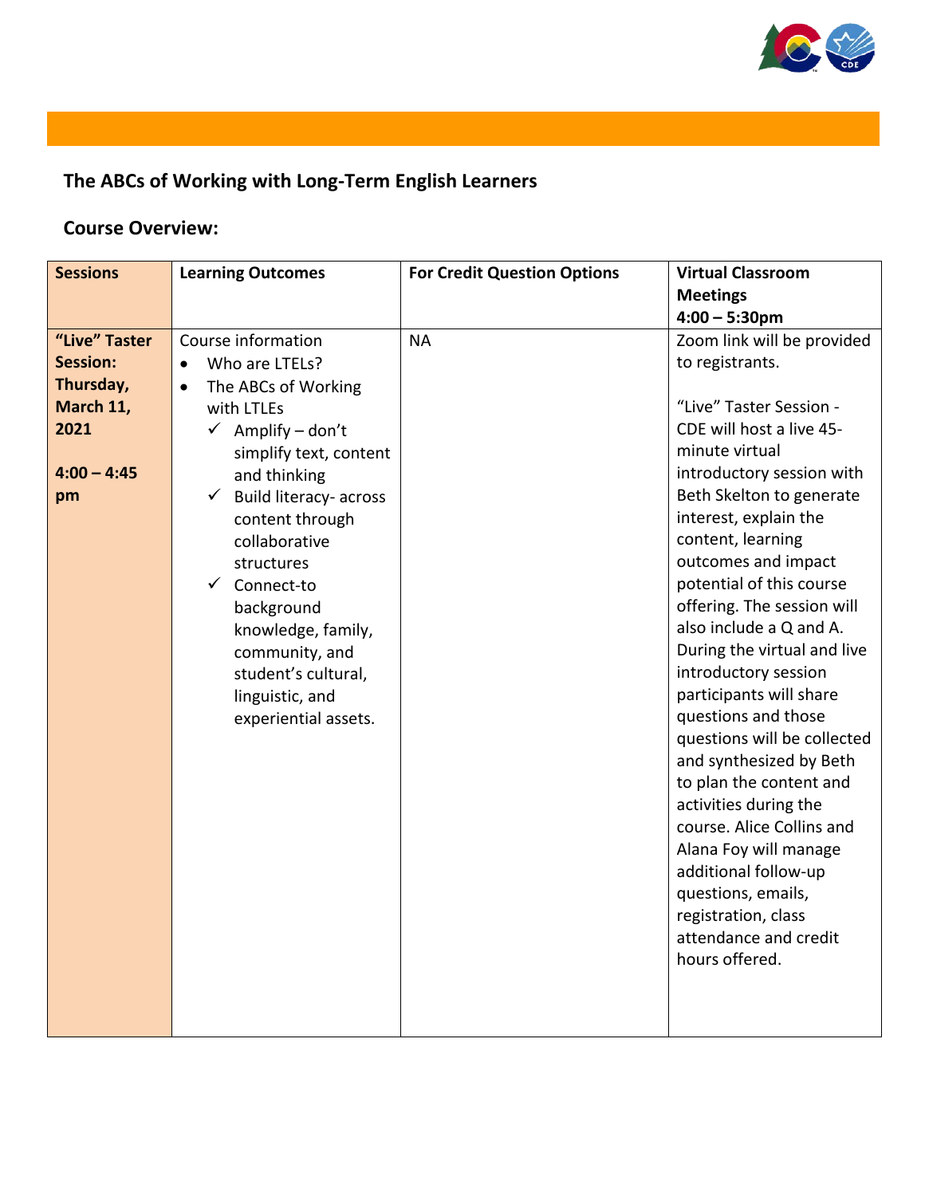## The ABCs of Working with Long-Term English Learners

### Course Overview:

| Sessions | Learning Outcomes | For Credit Question Options | Virtual Classroom Meetings 4:00 – 5:30pm |
|---|---|---|---|
| **"Live" Taster Session: Thursday, March 11, 2021** **4:00 – 4:45 pm** | Course information<br>• Who are LTELs?<br>• The ABCs of Working with LTLEs<br>✓ Amplify – don't simplify text, content and thinking<br>✓ Build literacy- across content through collaborative structures<br>✓ Connect-to background knowledge, family, community, and student's cultural, linguistic, and experiential assets. | NA | Zoom link will be provided to registrants.<br><br>"Live" Taster Session - CDE will host a live 45-minute virtual introductory session with Beth Skelton to generate interest, explain the content, learning outcomes and impact potential of this course offering. The session will also include a Q and A. During the virtual and live introductory session participants will share questions and those questions will be collected and synthesized by Beth to plan the content and activities during the course. Alice Collins and Alana Foy will manage additional follow-up questions, emails, registration, class attendance and credit hours offered. |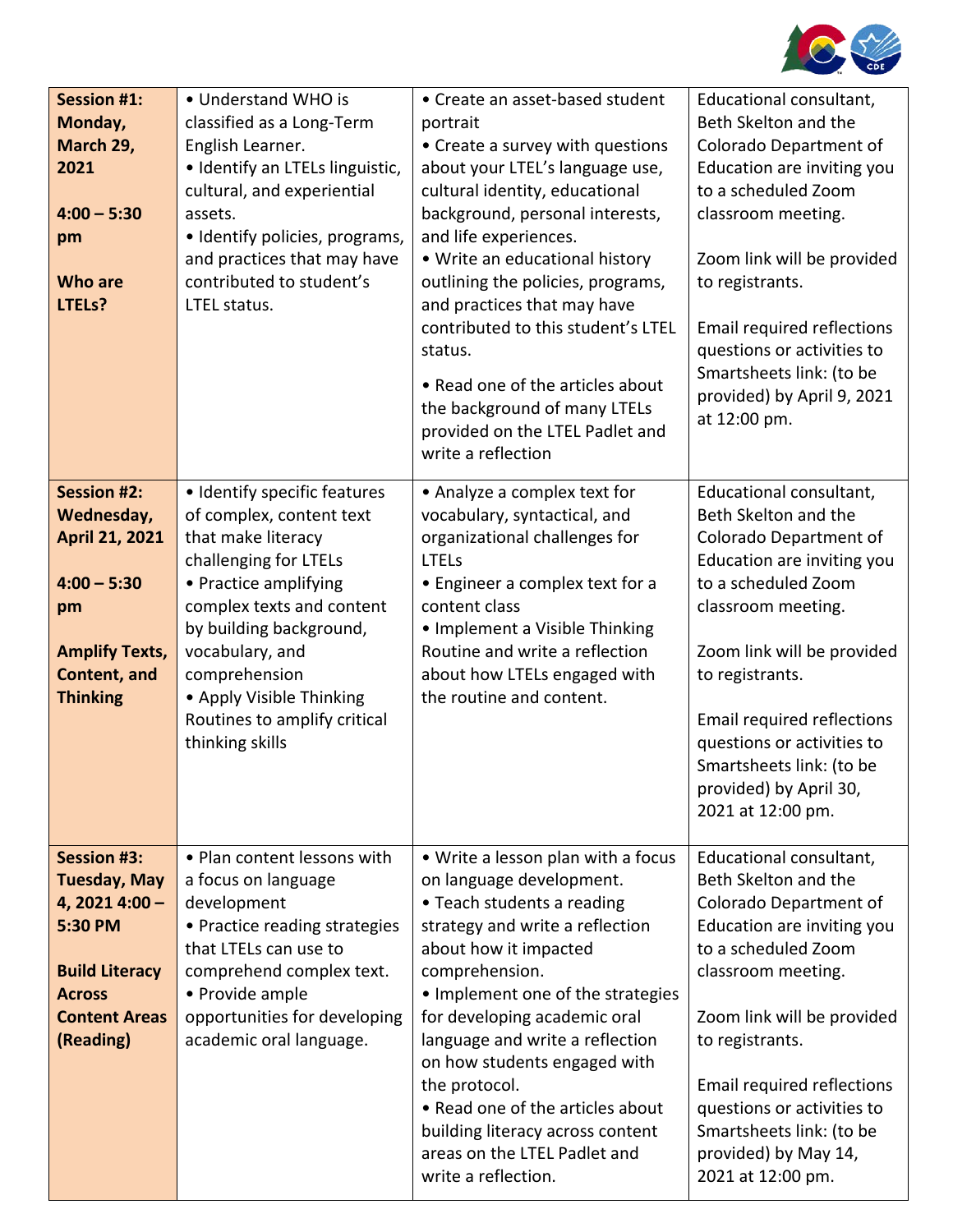| | | | |
|---|---|---|---|
| **Session #1: Monday, March 29, 2021**<br><br>**4:00 – 5:30 pm**<br><br>**Who are LTELs?** | • Understand WHO is classified as a Long-Term English Learner.<br>• Identify an LTELs linguistic, cultural, and experiential assets.<br>• Identify policies, programs, and practices that may have contributed to student's LTEL status. | • Create an asset-based student portrait<br>• Create a survey with questions about your LTEL's language use, cultural identity, educational background, personal interests, and life experiences.<br>• Write an educational history outlining the policies, programs, and practices that may have contributed to this student's LTEL status.<br>• Read one of the articles about the background of many LTELs provided on the LTEL Padlet and write a reflection | Educational consultant, Beth Skelton and the Colorado Department of Education are inviting you to a scheduled Zoom classroom meeting.<br><br>Zoom link will be provided to registrants.<br><br>Email required reflections questions or activities to Smartsheets link: (to be provided) by April 9, 2021 at 12:00 pm. |
| **Session #2: Wednesday, April 21, 2021**<br><br>**4:00 – 5:30 pm**<br><br>**Amplify Texts, Content, and Thinking** | • Identify specific features of complex, content text that make literacy challenging for LTELs<br>• Practice amplifying complex texts and content by building background, vocabulary, and comprehension<br>• Apply Visible Thinking Routines to amplify critical thinking skills | • Analyze a complex text for vocabulary, syntactical, and organizational challenges for LTELs<br>• Engineer a complex text for a content class<br>• Implement a Visible Thinking Routine and write a reflection about how LTELs engaged with the routine and content. | Educational consultant, Beth Skelton and the Colorado Department of Education are inviting you to a scheduled Zoom classroom meeting.<br><br>Zoom link will be provided to registrants.<br><br>Email required reflections questions or activities to Smartsheets link: (to be provided) by April 30, 2021 at 12:00 pm. |
| **Session #3: Tuesday, May 4, 2021 4:00 – 5:30 PM**<br><br>**Build Literacy Across Content Areas (Reading)** | • Plan content lessons with a focus on language development<br>• Practice reading strategies that LTELs can use to comprehend complex text.<br>• Provide ample opportunities for developing academic oral language. | • Write a lesson plan with a focus on language development.<br>• Teach students a reading strategy and write a reflection about how it impacted comprehension.<br>• Implement one of the strategies for developing academic oral language and write a reflection on how students engaged with the protocol.<br>• Read one of the articles about building literacy across content areas on the LTEL Padlet and write a reflection. | Educational consultant, Beth Skelton and the Colorado Department of Education are inviting you to a scheduled Zoom classroom meeting.<br><br>Zoom link will be provided to registrants.<br><br>Email required reflections questions or activities to Smartsheets link: (to be provided) by May 14, 2021 at 12:00 pm. |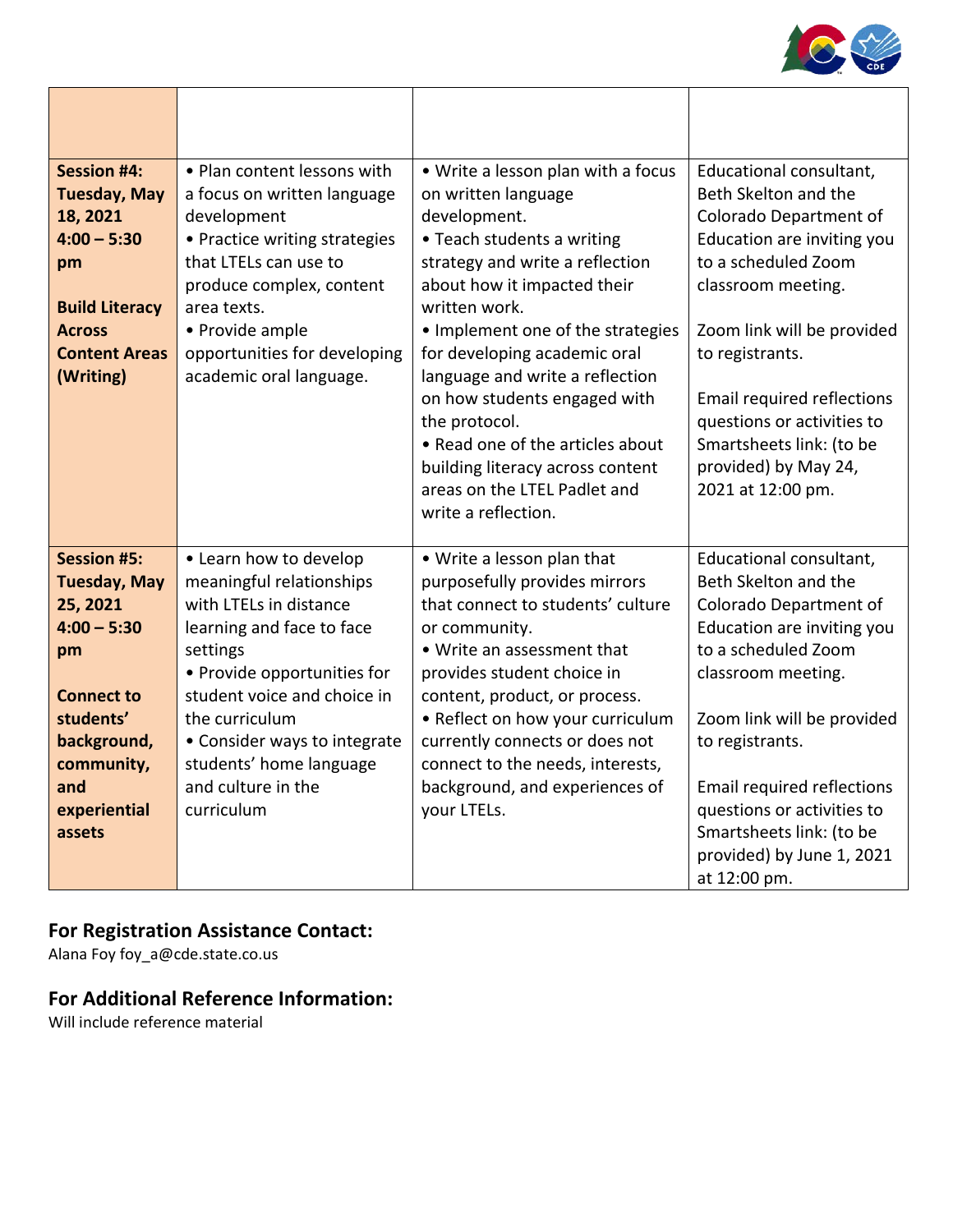| | | | |
|---|---|---|---|
| | | | |
| **Session #4: Tuesday, May 18, 2021 4:00 – 5:30 pm**<br><br>**Build Literacy Across Content Areas (Writing)** | • Plan content lessons with a focus on written language development<br>• Practice writing strategies that LTELs can use to produce complex, content area texts.<br>• Provide ample opportunities for developing academic oral language. | • Write a lesson plan with a focus on written language development.<br>• Teach students a writing strategy and write a reflection about how it impacted their written work.<br>• Implement one of the strategies for developing academic oral language and write a reflection on how students engaged with the protocol.<br>• Read one of the articles about building literacy across content areas on the LTEL Padlet and write a reflection. | Educational consultant, Beth Skelton and the Colorado Department of Education are inviting you to a scheduled Zoom classroom meeting.<br><br>Zoom link will be provided to registrants.<br><br>Email required reflections questions or activities to Smartsheets link: (to be provided) by May 24, 2021 at 12:00 pm. |
| **Session #5: Tuesday, May 25, 2021 4:00 – 5:30 pm**<br><br>**Connect to students' background, community, and experiential assets** | • Learn how to develop meaningful relationships with LTELs in distance learning and face to face settings<br>• Provide opportunities for student voice and choice in the curriculum<br>• Consider ways to integrate students' home language and culture in the curriculum | • Write a lesson plan that purposefully provides mirrors that connect to students' culture or community.<br>• Write an assessment that provides student choice in content, product, or process.<br>• Reflect on how your curriculum currently connects or does not connect to the needs, interests, background, and experiences of your LTELs. | Educational consultant, Beth Skelton and the Colorado Department of Education are inviting you to a scheduled Zoom classroom meeting.<br><br>Zoom link will be provided to registrants.<br><br>Email required reflections questions or activities to Smartsheets link: (to be provided) by June 1, 2021 at 12:00 pm. |

## For Registration Assistance Contact:

Alana Foy foy_a@cde.state.co.us

## For Additional Reference Information:

Will include reference material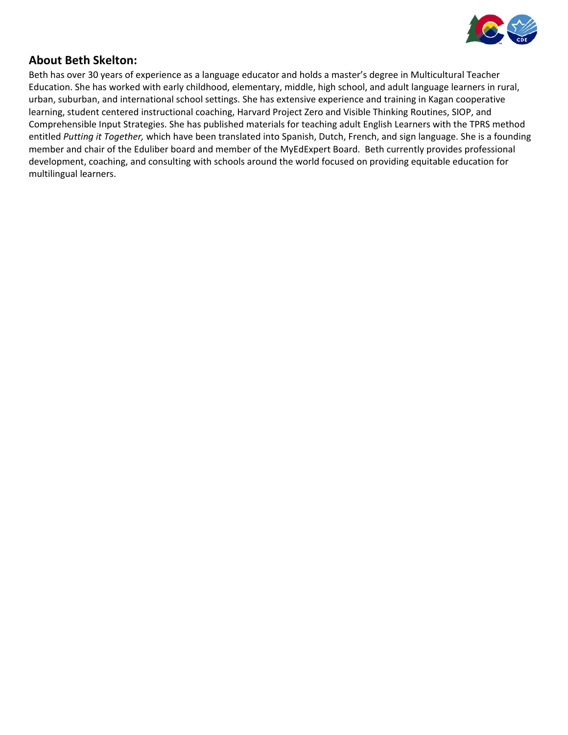## About Beth Skelton:

Beth has over 30 years of experience as a language educator and holds a master's degree in Multicultural Teacher Education. She has worked with early childhood, elementary, middle, high school, and adult language learners in rural, urban, suburban, and international school settings. She has extensive experience and training in Kagan cooperative learning, student centered instructional coaching, Harvard Project Zero and Visible Thinking Routines, SIOP, and Comprehensible Input Strategies. She has published materials for teaching adult English Learners with the TPRS method entitled *Putting it Together,* which have been translated into Spanish, Dutch, French, and sign language. She is a founding member and chair of the Eduliber board and member of the MyEdExpert Board. Beth currently provides professional development, coaching, and consulting with schools around the world focused on providing equitable education for multilingual learners.